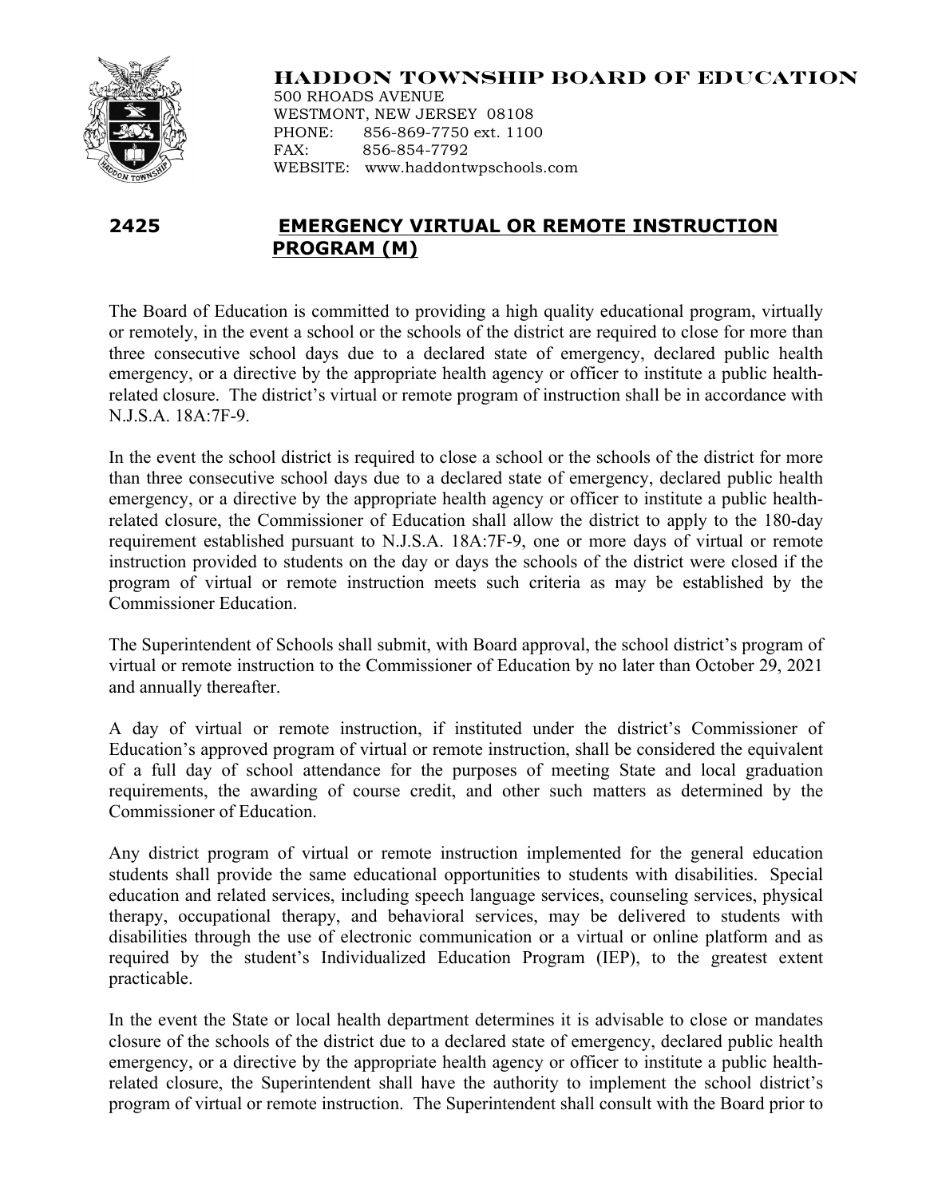**HADDON TOWNSHIP BOARD OF EDUCATION**
500 RHOADS AVENUE
WESTMONT, NEW JERSEY 08108
PHONE: 856-869-7750 ext. 1100
FAX: 856-854-7792
WEBSITE: www.haddontwpschools.com

# 2425 EMERGENCY VIRTUAL OR REMOTE INSTRUCTION PROGRAM (M)

The Board of Education is committed to providing a high quality educational program, virtually or remotely, in the event a school or the schools of the district are required to close for more than three consecutive school days due to a declared state of emergency, declared public health emergency, or a directive by the appropriate health agency or officer to institute a public health-related closure. The district's virtual or remote program of instruction shall be in accordance with N.J.S.A. 18A:7F-9.

In the event the school district is required to close a school or the schools of the district for more than three consecutive school days due to a declared state of emergency, declared public health emergency, or a directive by the appropriate health agency or officer to institute a public health-related closure, the Commissioner of Education shall allow the district to apply to the 180-day requirement established pursuant to N.J.S.A. 18A:7F-9, one or more days of virtual or remote instruction provided to students on the day or days the schools of the district were closed if the program of virtual or remote instruction meets such criteria as may be established by the Commissioner Education.

The Superintendent of Schools shall submit, with Board approval, the school district's program of virtual or remote instruction to the Commissioner of Education by no later than October 29, 2021 and annually thereafter.

A day of virtual or remote instruction, if instituted under the district's Commissioner of Education's approved program of virtual or remote instruction, shall be considered the equivalent of a full day of school attendance for the purposes of meeting State and local graduation requirements, the awarding of course credit, and other such matters as determined by the Commissioner of Education.

Any district program of virtual or remote instruction implemented for the general education students shall provide the same educational opportunities to students with disabilities. Special education and related services, including speech language services, counseling services, physical therapy, occupational therapy, and behavioral services, may be delivered to students with disabilities through the use of electronic communication or a virtual or online platform and as required by the student's Individualized Education Program (IEP), to the greatest extent practicable.

In the event the State or local health department determines it is advisable to close or mandates closure of the schools of the district due to a declared state of emergency, declared public health emergency, or a directive by the appropriate health agency or officer to institute a public health-related closure, the Superintendent shall have the authority to implement the school district's program of virtual or remote instruction. The Superintendent shall consult with the Board prior to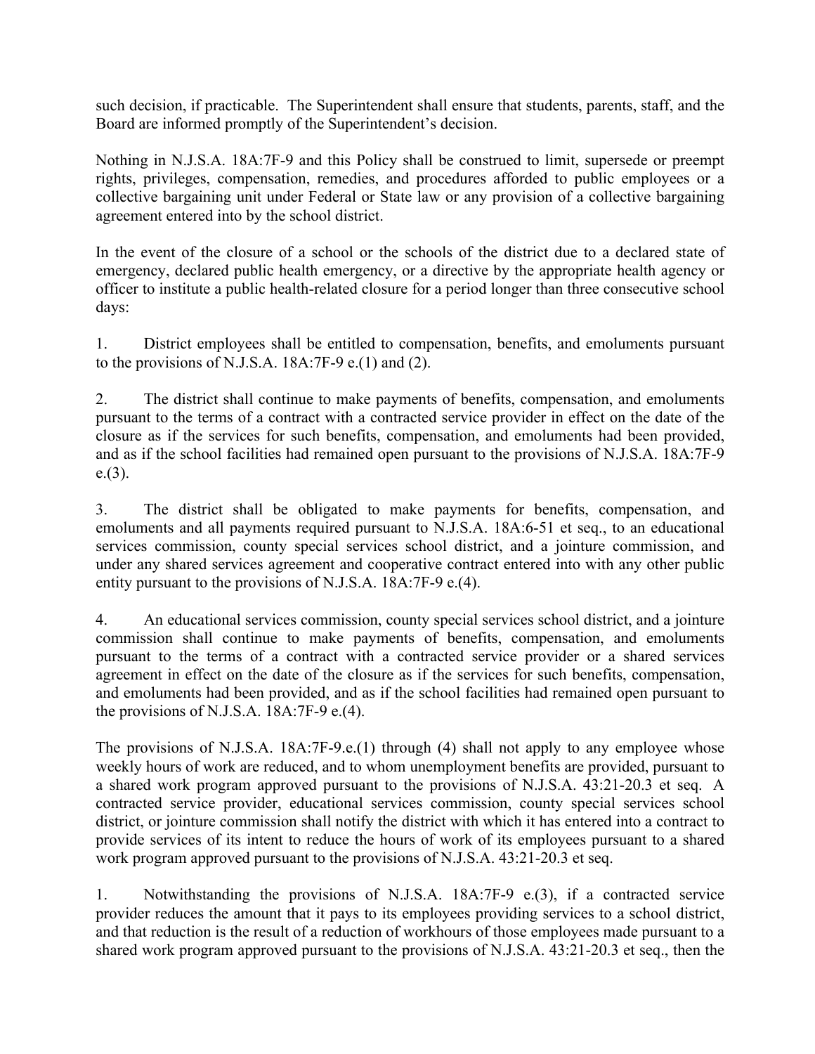such decision, if practicable. The Superintendent shall ensure that students, parents, staff, and the Board are informed promptly of the Superintendent's decision.

Nothing in N.J.S.A. 18A:7F-9 and this Policy shall be construed to limit, supersede or preempt rights, privileges, compensation, remedies, and procedures afforded to public employees or a collective bargaining unit under Federal or State law or any provision of a collective bargaining agreement entered into by the school district.

In the event of the closure of a school or the schools of the district due to a declared state of emergency, declared public health emergency, or a directive by the appropriate health agency or officer to institute a public health-related closure for a period longer than three consecutive school days:

1. District employees shall be entitled to compensation, benefits, and emoluments pursuant to the provisions of N.J.S.A. 18A:7F-9 e.(1) and (2).

2. The district shall continue to make payments of benefits, compensation, and emoluments pursuant to the terms of a contract with a contracted service provider in effect on the date of the closure as if the services for such benefits, compensation, and emoluments had been provided, and as if the school facilities had remained open pursuant to the provisions of N.J.S.A. 18A:7F-9 e.(3).

3. The district shall be obligated to make payments for benefits, compensation, and emoluments and all payments required pursuant to N.J.S.A. 18A:6-51 et seq., to an educational services commission, county special services school district, and a jointure commission, and under any shared services agreement and cooperative contract entered into with any other public entity pursuant to the provisions of N.J.S.A. 18A:7F-9 e.(4).

4. An educational services commission, county special services school district, and a jointure commission shall continue to make payments of benefits, compensation, and emoluments pursuant to the terms of a contract with a contracted service provider or a shared services agreement in effect on the date of the closure as if the services for such benefits, compensation, and emoluments had been provided, and as if the school facilities had remained open pursuant to the provisions of N.J.S.A. 18A:7F-9 e.(4).

The provisions of N.J.S.A. 18A:7F-9.e.(1) through (4) shall not apply to any employee whose weekly hours of work are reduced, and to whom unemployment benefits are provided, pursuant to a shared work program approved pursuant to the provisions of N.J.S.A. 43:21-20.3 et seq. A contracted service provider, educational services commission, county special services school district, or jointure commission shall notify the district with which it has entered into a contract to provide services of its intent to reduce the hours of work of its employees pursuant to a shared work program approved pursuant to the provisions of N.J.S.A. 43:21-20.3 et seq.

1. Notwithstanding the provisions of N.J.S.A. 18A:7F-9 e.(3), if a contracted service provider reduces the amount that it pays to its employees providing services to a school district, and that reduction is the result of a reduction of workhours of those employees made pursuant to a shared work program approved pursuant to the provisions of N.J.S.A. 43:21-20.3 et seq., then the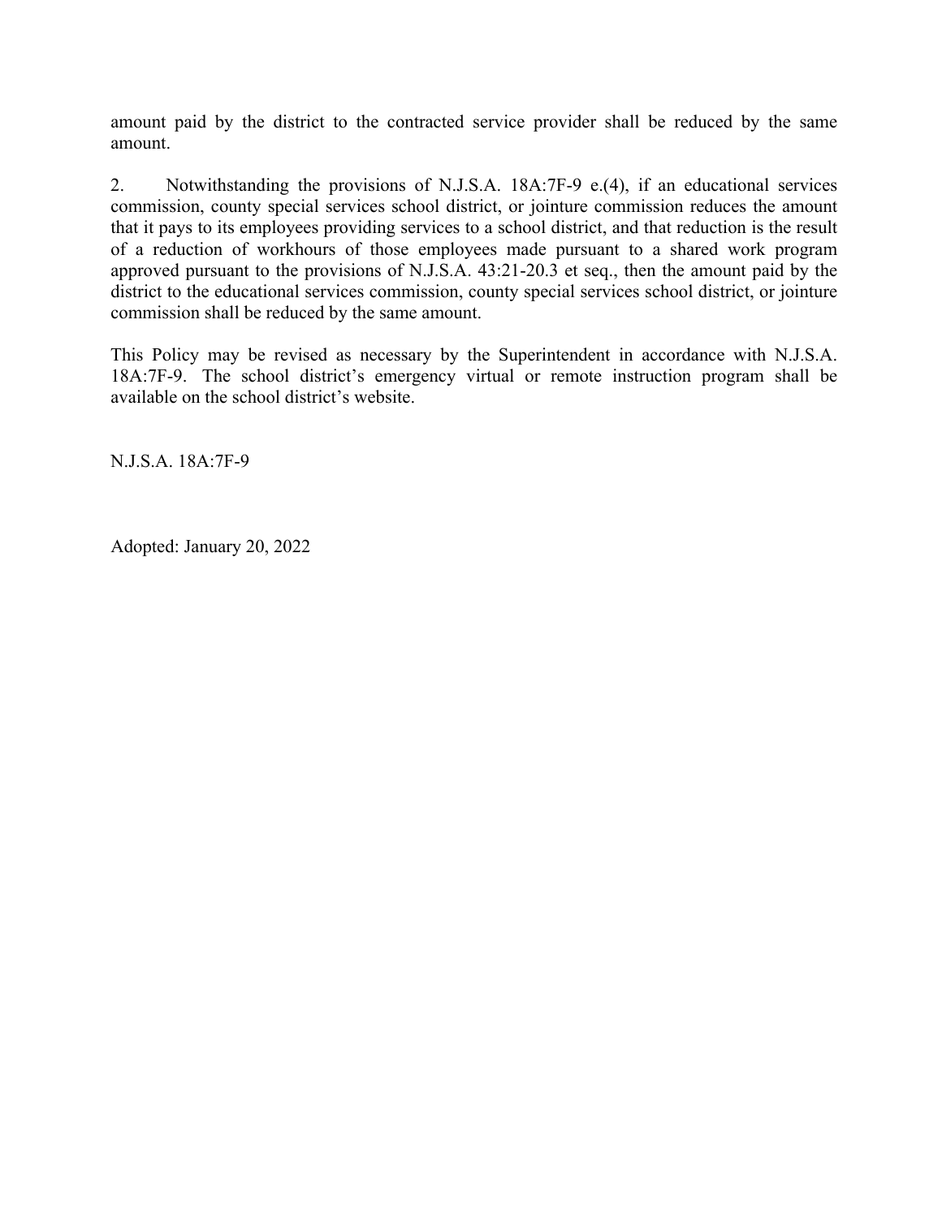amount paid by the district to the contracted service provider shall be reduced by the same amount.

2. Notwithstanding the provisions of N.J.S.A. 18A:7F-9 e.(4), if an educational services commission, county special services school district, or jointure commission reduces the amount that it pays to its employees providing services to a school district, and that reduction is the result of a reduction of workhours of those employees made pursuant to a shared work program approved pursuant to the provisions of N.J.S.A. 43:21-20.3 et seq., then the amount paid by the district to the educational services commission, county special services school district, or jointure commission shall be reduced by the same amount.

This Policy may be revised as necessary by the Superintendent in accordance with N.J.S.A. 18A:7F-9. The school district's emergency virtual or remote instruction program shall be available on the school district's website.

N.J.S.A. 18A:7F-9

Adopted: January 20, 2022